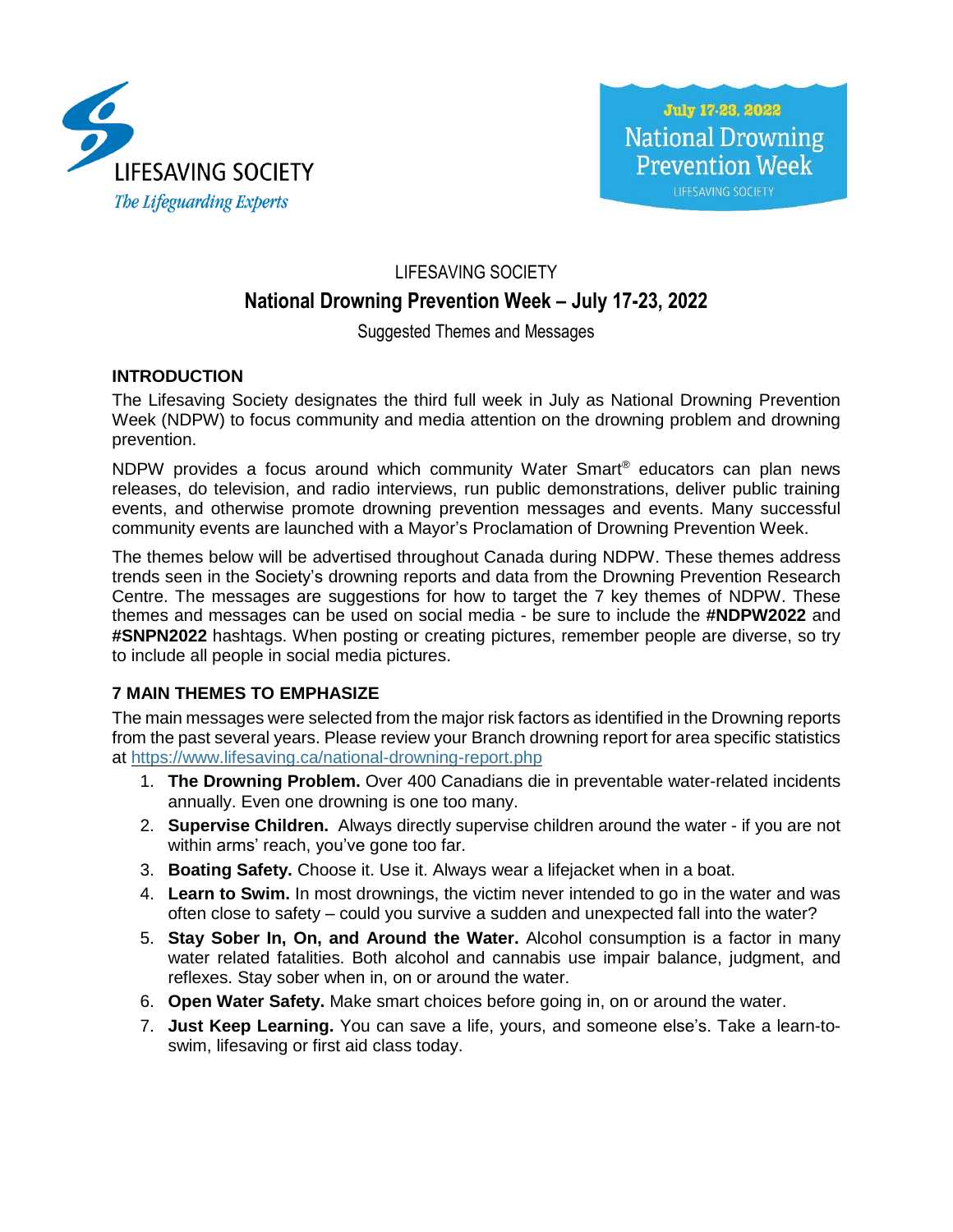LIFESAVING SOCIETY

*The Lifeguarding Experts*

July 17-23, 2022
National Drowning Prevention Week
LIFESAVING SOCIETY

LIFESAVING SOCIETY

# National Drowning Prevention Week – July 17-23, 2022

Suggested Themes and Messages

## INTRODUCTION

The Lifesaving Society designates the third full week in July as National Drowning Prevention Week (NDPW) to focus community and media attention on the drowning problem and drowning prevention.

NDPW provides a focus around which community Water Smart® educators can plan news releases, do television, and radio interviews, run public demonstrations, deliver public training events, and otherwise promote drowning prevention messages and events. Many successful community events are launched with a Mayor's Proclamation of Drowning Prevention Week.

The themes below will be advertised throughout Canada during NDPW. These themes address trends seen in the Society's drowning reports and data from the Drowning Prevention Research Centre. The messages are suggestions for how to target the 7 key themes of NDPW. These themes and messages can be used on social media - be sure to include the **#NDPW2022** and **#SNPN2022** hashtags. When posting or creating pictures, remember people are diverse, so try to include all people in social media pictures.

## 7 MAIN THEMES TO EMPHASIZE

The main messages were selected from the major risk factors as identified in the Drowning reports from the past several years. Please review your Branch drowning report for area specific statistics at https://www.lifesaving.ca/national-drowning-report.php

1. **The Drowning Problem.** Over 400 Canadians die in preventable water-related incidents annually. Even one drowning is one too many.
2. **Supervise Children.** Always directly supervise children around the water - if you are not within arms' reach, you've gone too far.
3. **Boating Safety.** Choose it. Use it. Always wear a lifejacket when in a boat.
4. **Learn to Swim.** In most drownings, the victim never intended to go in the water and was often close to safety – could you survive a sudden and unexpected fall into the water?
5. **Stay Sober In, On, and Around the Water.** Alcohol consumption is a factor in many water related fatalities. Both alcohol and cannabis use impair balance, judgment, and reflexes. Stay sober when in, on or around the water.
6. **Open Water Safety.** Make smart choices before going in, on or around the water.
7. **Just Keep Learning.** You can save a life, yours, and someone else's. Take a learn-to-swim, lifesaving or first aid class today.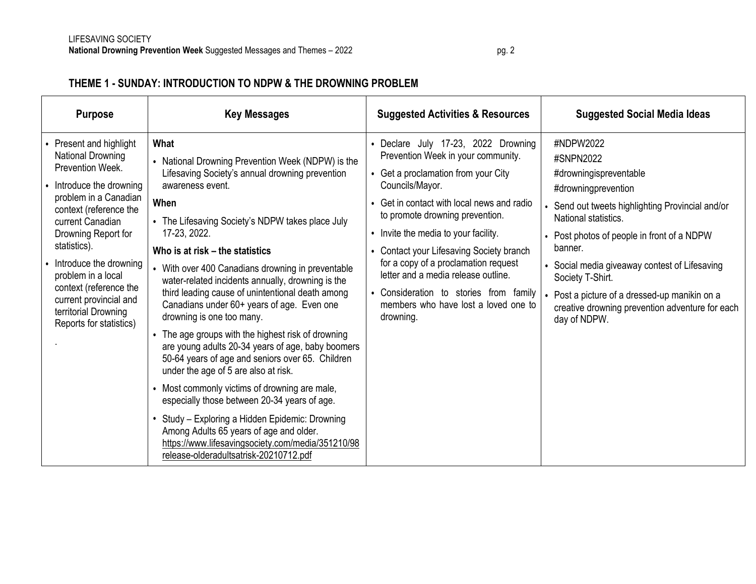## THEME 1 - SUNDAY: INTRODUCTION TO NDPW & THE DROWNING PROBLEM

| Purpose | Key Messages | Suggested Activities & Resources | Suggested Social Media Ideas |
|---|---|---|---|
| • Present and highlight National Drowning Prevention Week.<br>• Introduce the drowning problem in a Canadian context (reference the current Canadian Drowning Report for statistics).<br>• Introduce the drowning problem in a local context (reference the current provincial and territorial Drowning Reports for statistics)<br>. | **What**<br>• National Drowning Prevention Week (NDPW) is the Lifesaving Society's annual drowning prevention awareness event.<br>**When**<br>• The Lifesaving Society's NDPW takes place July 17-23, 2022.<br>**Who is at risk – the statistics**<br>• With over 400 Canadians drowning in preventable water-related incidents annually, drowning is the third leading cause of unintentional death among Canadians under 60+ years of age. Even one drowning is one too many.<br>• The age groups with the highest risk of drowning are young adults 20-34 years of age, baby boomers 50-64 years of age and seniors over 65. Children under the age of 5 are also at risk.<br>• Most commonly victims of drowning are male, especially those between 20-34 years of age.<br>• Study – Exploring a Hidden Epidemic: Drowning Among Adults 65 years of age and older. https://www.lifesavingsociety.com/media/351210/98release-olderadultsatrisk-20210712.pdf | • Declare July 17-23, 2022 Drowning Prevention Week in your community.<br>• Get a proclamation from your City Councils/Mayor.<br>• Get in contact with local news and radio to promote drowning prevention.<br>• Invite the media to your facility.<br>• Contact your Lifesaving Society branch for a copy of a proclamation request letter and a media release outline.<br>• Consideration to stories from family members who have lost a loved one to drowning. | #NDPW2022<br>#SNPN2022<br>#drowningispreventable<br>#drowningprevention<br>• Send out tweets highlighting Provincial and/or National statistics.<br>• Post photos of people in front of a NDPW banner.<br>• Social media giveaway contest of Lifesaving Society T-Shirt.<br>• Post a picture of a dressed-up manikin on a creative drowning prevention adventure for each day of NDPW. |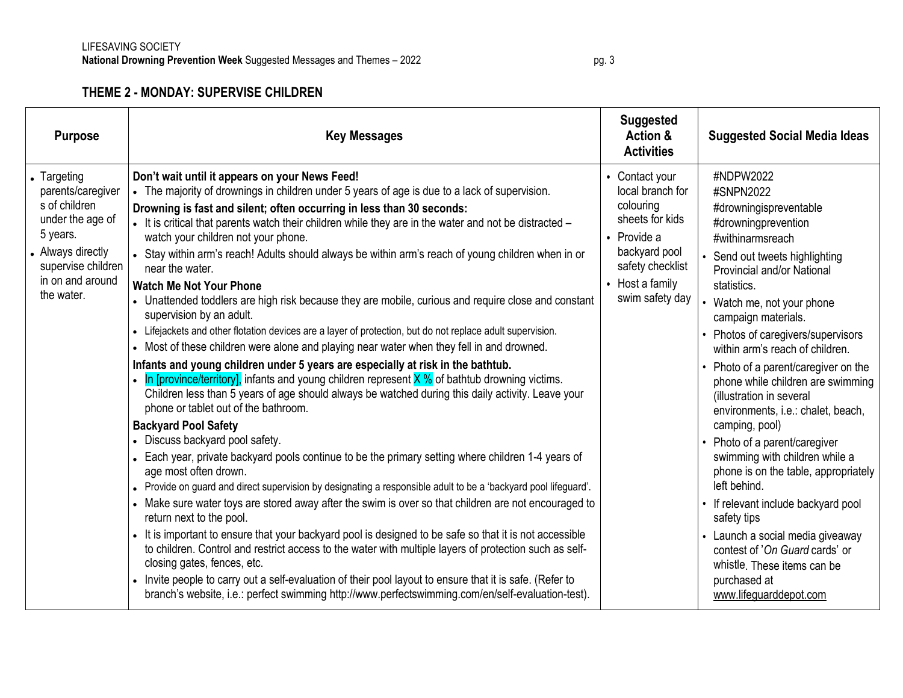## THEME 2 - MONDAY: SUPERVISE CHILDREN

| Purpose | Key Messages | Suggested Action & Activities | Suggested Social Media Ideas |
|---|---|---|---|
| • Targeting parents/caregivers of children under the age of 5 years.<br>• Always directly supervise children in on and around the water. | **Don't wait until it appears on your News Feed!**<br>• The majority of drownings in children under 5 years of age is due to a lack of supervision.<br>**Drowning is fast and silent; often occurring in less than 30 seconds:**<br>• It is critical that parents watch their children while they are in the water and not be distracted – watch your children not your phone.<br>• Stay within arm's reach! Adults should always be within arm's reach of young children when in or near the water.<br>**Watch Me Not Your Phone**<br>• Unattended toddlers are high risk because they are mobile, curious and require close and constant supervision by an adult.<br>• Lifejackets and other flotation devices are a layer of protection, but do not replace adult supervision.<br>• Most of these children were alone and playing near water when they fell in and drowned.<br>**Infants and young children under 5 years are especially at risk in the bathtub.**<br>• In [province/territory], infants and young children represent X % of bathtub drowning victims. Children less than 5 years of age should always be watched during this daily activity. Leave your phone or tablet out of the bathroom.<br>**Backyard Pool Safety**<br>• Discuss backyard pool safety.<br>• Each year, private backyard pools continue to be the primary setting where children 1-4 years of age most often drown.<br>• Provide on guard and direct supervision by designating a responsible adult to be a 'backyard pool lifeguard'.<br>• Make sure water toys are stored away after the swim is over so that children are not encouraged to return next to the pool.<br>• It is important to ensure that your backyard pool is designed to be safe so that it is not accessible to children. Control and restrict access to the water with multiple layers of protection such as self-closing gates, fences, etc.<br>• Invite people to carry out a self-evaluation of their pool layout to ensure that it is safe. (Refer to branch's website, i.e.: perfect swimming http://www.perfectswimming.com/en/self-evaluation-test). | • Contact your local branch for colouring sheets for kids<br>• Provide a backyard pool safety checklist<br>• Host a family swim safety day | #NDPW2022<br>#SNPN2022<br>#drowningispreventable<br>#drowningprevention<br>#withinarmsreach<br>• Send out tweets highlighting Provincial and/or National statistics.<br>• Watch me, not your phone campaign materials.<br>• Photos of caregivers/supervisors within arm's reach of children.<br>• Photo of a parent/caregiver on the phone while children are swimming (illustration in several environments, i.e.: chalet, beach, camping, pool)<br>• Photo of a parent/caregiver swimming with children while a phone is on the table, appropriately left behind.<br>• If relevant include backyard pool safety tips<br>• Launch a social media giveaway contest of '*On Guard* cards' or whistle. These items can be purchased at www.lifeguarddepot.com |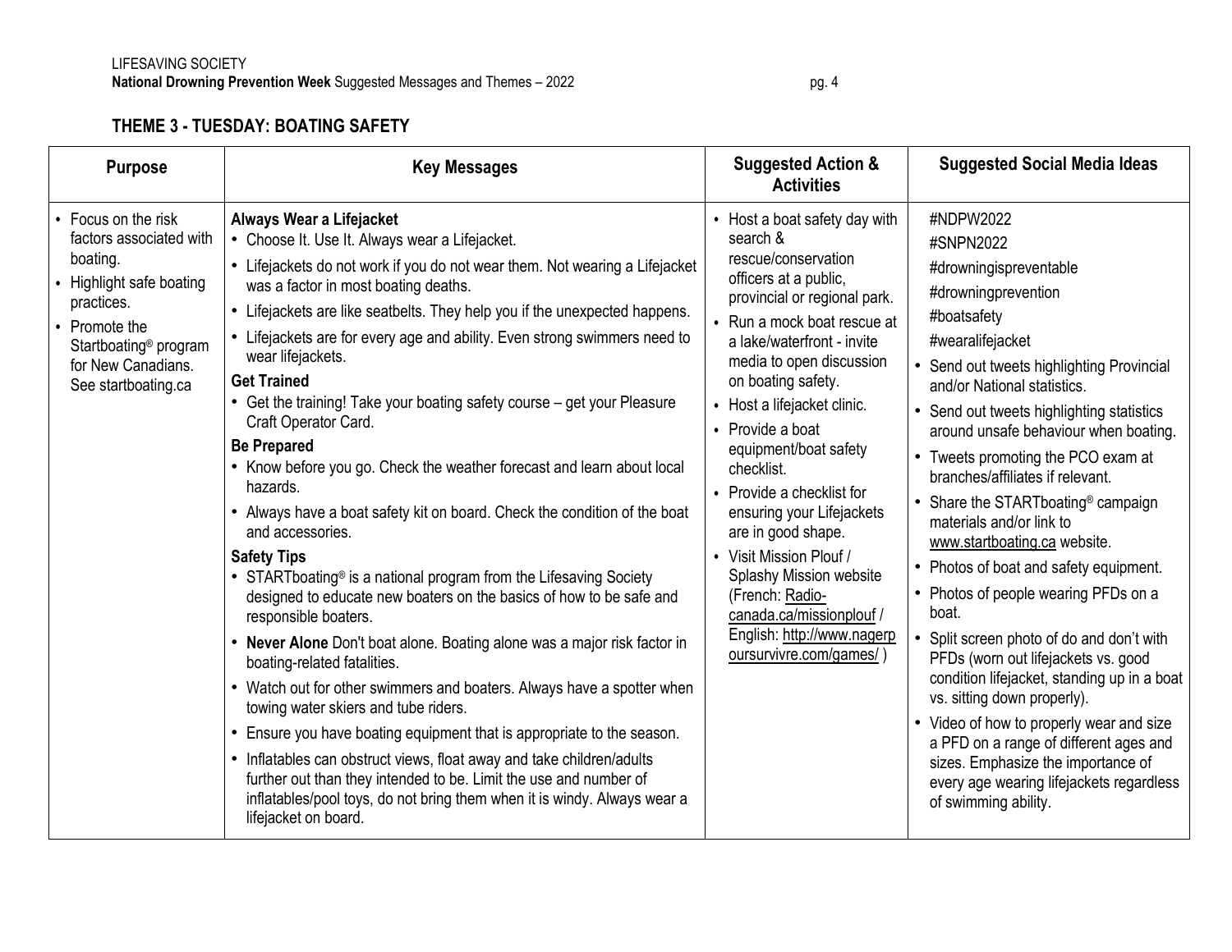## THEME 3 - TUESDAY: BOATING SAFETY

| Purpose | Key Messages | Suggested Action & Activities | Suggested Social Media Ideas |
|---|---|---|---|
| • Focus on the risk factors associated with boating.<br>• Highlight safe boating practices.<br>• Promote the Startboating® program for New Canadians. See startboating.ca | **Always Wear a Lifejacket**<br>• Choose It. Use It. Always wear a Lifejacket.<br>• Lifejackets do not work if you do not wear them. Not wearing a Lifejacket was a factor in most boating deaths.<br>• Lifejackets are like seatbelts. They help you if the unexpected happens.<br>• Lifejackets are for every age and ability. Even strong swimmers need to wear lifejackets.<br>**Get Trained**<br>• Get the training! Take your boating safety course – get your Pleasure Craft Operator Card.<br>**Be Prepared**<br>• Know before you go. Check the weather forecast and learn about local hazards.<br>• Always have a boat safety kit on board. Check the condition of the boat and accessories.<br>**Safety Tips**<br>• STARTboating® is a national program from the Lifesaving Society designed to educate new boaters on the basics of how to be safe and responsible boaters.<br>• **Never Alone** Don't boat alone. Boating alone was a major risk factor in boating-related fatalities.<br>• Watch out for other swimmers and boaters. Always have a spotter when towing water skiers and tube riders.<br>• Ensure you have boating equipment that is appropriate to the season.<br>• Inflatables can obstruct views, float away and take children/adults further out than they intended to be. Limit the use and number of inflatables/pool toys, do not bring them when it is windy. Always wear a lifejacket on board. | • Host a boat safety day with search & rescue/conservation officers at a public, provincial or regional park.<br>• Run a mock boat rescue at a lake/waterfront - invite media to open discussion on boating safety.<br>• Host a lifejacket clinic.<br>• Provide a boat equipment/boat safety checklist.<br>• Provide a checklist for ensuring your Lifejackets are in good shape.<br>• Visit Mission Plouf / Splashy Mission website (French: Radio-canada.ca/missionplouf / English: http://www.nagerpoursurvivre.com/games/ ) | #NDPW2022<br>#SNPN2022<br>#drowningispreventable<br>#drowningprevention<br>#boatsafety<br>#wearalifejacket<br>• Send out tweets highlighting Provincial and/or National statistics.<br>• Send out tweets highlighting statistics around unsafe behaviour when boating.<br>• Tweets promoting the PCO exam at branches/affiliates if relevant.<br>• Share the STARTboating® campaign materials and/or link to www.startboating.ca website.<br>• Photos of boat and safety equipment.<br>• Photos of people wearing PFDs on a boat.<br>• Split screen photo of do and don't with PFDs (worn out lifejackets vs. good condition lifejacket, standing up in a boat vs. sitting down properly).<br>• Video of how to properly wear and size a PFD on a range of different ages and sizes. Emphasize the importance of every age wearing lifejackets regardless of swimming ability. |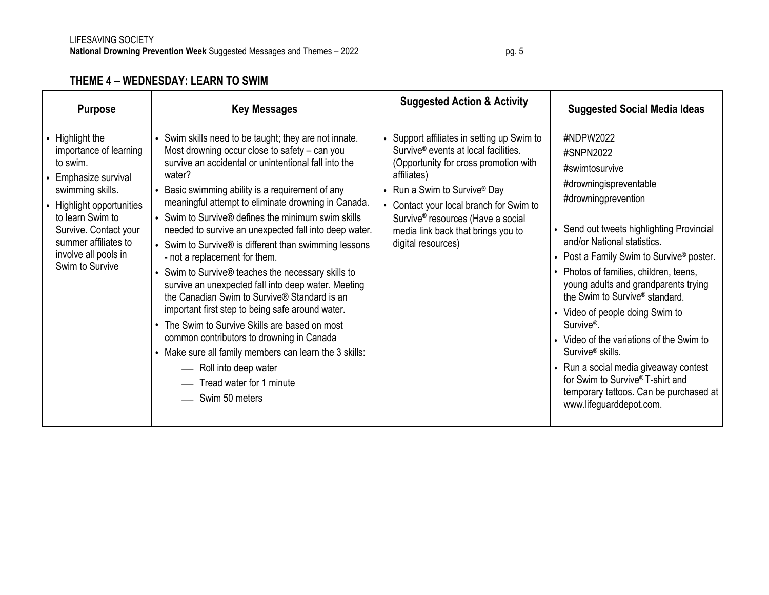## THEME 4 – WEDNESDAY: LEARN TO SWIM

| Purpose | Key Messages | Suggested Action & Activity | Suggested Social Media Ideas |
|---|---|---|---|
| • Highlight the importance of learning to swim.<br>• Emphasize survival swimming skills.<br>• Highlight opportunities to learn Swim to Survive. Contact your summer affiliates to involve all pools in Swim to Survive | • Swim skills need to be taught; they are not innate. Most drowning occur close to safety – can you survive an accidental or unintentional fall into the water?<br>• Basic swimming ability is a requirement of any meaningful attempt to eliminate drowning in Canada.<br>• Swim to Survive® defines the minimum swim skills needed to survive an unexpected fall into deep water.<br>• Swim to Survive® is different than swimming lessons - not a replacement for them.<br>• Swim to Survive® teaches the necessary skills to survive an unexpected fall into deep water. Meeting the Canadian Swim to Survive® Standard is an important first step to being safe around water.<br>• The Swim to Survive Skills are based on most common contributors to drowning in Canada<br>• Make sure all family members can learn the 3 skills:<br>— Roll into deep water<br>— Tread water for 1 minute<br>— Swim 50 meters | • Support affiliates in setting up Swim to Survive® events at local facilities. (Opportunity for cross promotion with affiliates)<br>• Run a Swim to Survive® Day<br>• Contact your local branch for Swim to Survive® resources (Have a social media link back that brings you to digital resources) | #NDPW2022<br>#SNPN2022<br>#swimtosurvive<br>#drowningispreventable<br>#drowningprevention<br><br>• Send out tweets highlighting Provincial and/or National statistics.<br>• Post a Family Swim to Survive® poster.<br>• Photos of families, children, teens, young adults and grandparents trying the Swim to Survive® standard.<br>• Video of people doing Swim to Survive®.<br>• Video of the variations of the Swim to Survive® skills.<br>• Run a social media giveaway contest for Swim to Survive® T-shirt and temporary tattoos. Can be purchased at www.lifeguarddepot.com. |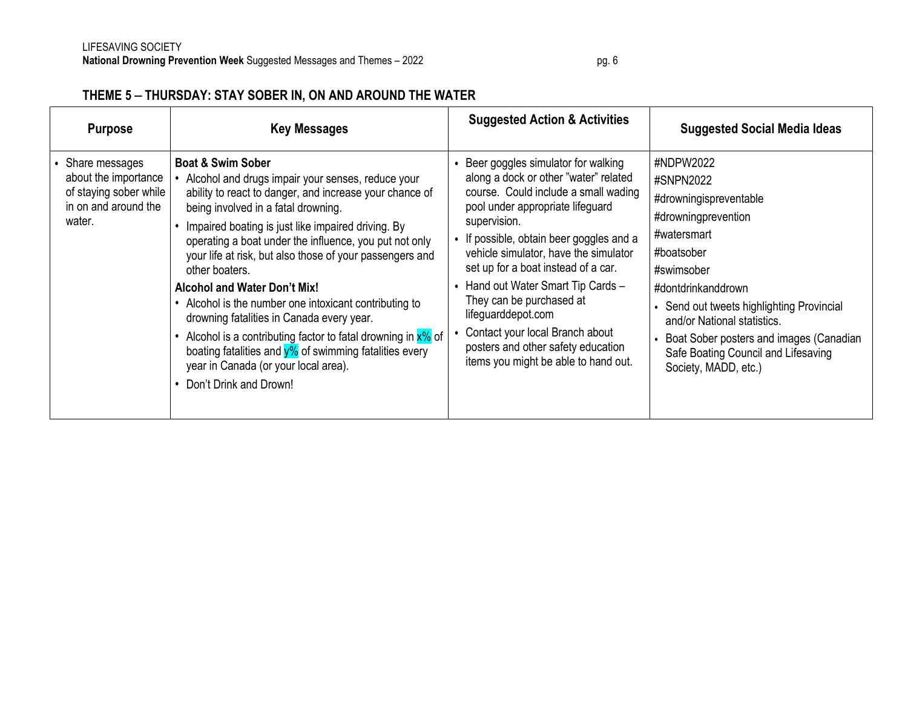## THEME 5 – THURSDAY: STAY SOBER IN, ON AND AROUND THE WATER

| Purpose | Key Messages | Suggested Action & Activities | Suggested Social Media Ideas |
|---|---|---|---|
| • Share messages about the importance of staying sober while in on and around the water. | **Boat & Swim Sober**<br>• Alcohol and drugs impair your senses, reduce your ability to react to danger, and increase your chance of being involved in a fatal drowning.<br>• Impaired boating is just like impaired driving. By operating a boat under the influence, you put not only your life at risk, but also those of your passengers and other boaters.<br>**Alcohol and Water Don't Mix!**<br>• Alcohol is the number one intoxicant contributing to drowning fatalities in Canada every year.<br>• Alcohol is a contributing factor to fatal drowning in x% of boating fatalities and y% of swimming fatalities every year in Canada (or your local area).<br>• Don't Drink and Drown! | • Beer goggles simulator for walking along a dock or other "water" related course. Could include a small wading pool under appropriate lifeguard supervision.<br>• If possible, obtain beer goggles and a vehicle simulator, have the simulator set up for a boat instead of a car.<br>• Hand out Water Smart Tip Cards – They can be purchased at lifeguarddepot.com<br>• Contact your local Branch about posters and other safety education items you might be able to hand out. | #NDPW2022<br>#SNPN2022<br>#drowningispreventable<br>#drowningprevention<br>#watersmart<br>#boatsober<br>#swimsober<br>#dontdrinkanddrown<br>• Send out tweets highlighting Provincial and/or National statistics.<br>• Boat Sober posters and images (Canadian Safe Boating Council and Lifesaving Society, MADD, etc.) |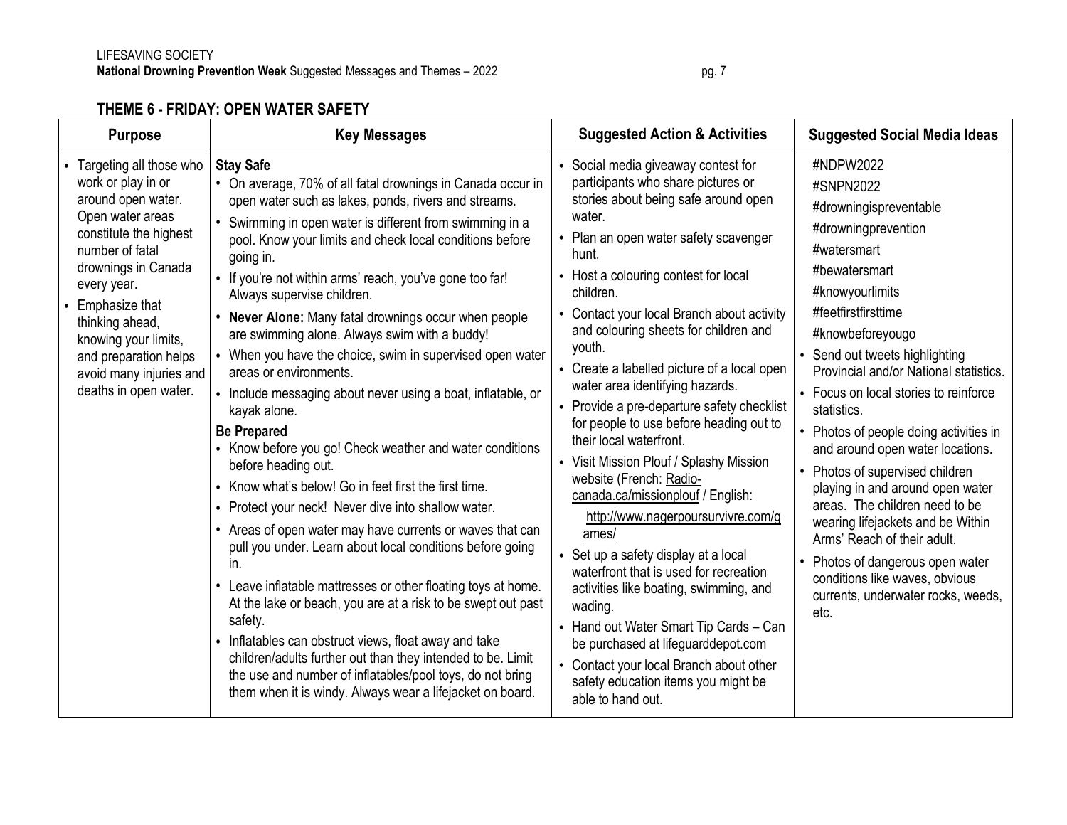## THEME 6 - FRIDAY: OPEN WATER SAFETY

| Purpose | Key Messages | Suggested Action & Activities | Suggested Social Media Ideas |
|---|---|---|---|
| • Targeting all those who work or play in or around open water. Open water areas constitute the highest number of fatal drownings in Canada every year.<br>• Emphasize that thinking ahead, knowing your limits, and preparation helps avoid many injuries and deaths in open water. | **Stay Safe**<br>• On average, 70% of all fatal drownings in Canada occur in open water such as lakes, ponds, rivers and streams.<br>• Swimming in open water is different from swimming in a pool. Know your limits and check local conditions before going in.<br>• If you're not within arms' reach, you've gone too far! Always supervise children.<br>• **Never Alone:** Many fatal drownings occur when people are swimming alone. Always swim with a buddy!<br>• When you have the choice, swim in supervised open water areas or environments.<br>• Include messaging about never using a boat, inflatable, or kayak alone.<br>**Be Prepared**<br>• Know before you go! Check weather and water conditions before heading out.<br>• Know what's below! Go in feet first the first time.<br>• Protect your neck! Never dive into shallow water.<br>• Areas of open water may have currents or waves that can pull you under. Learn about local conditions before going in.<br>• Leave inflatable mattresses or other floating toys at home. At the lake or beach, you are at a risk to be swept out past safety.<br>• Inflatables can obstruct views, float away and take children/adults further out than they intended to be. Limit the use and number of inflatables/pool toys, do not bring them when it is windy. Always wear a lifejacket on board. | • Social media giveaway contest for participants who share pictures or stories about being safe around open water.<br>• Plan an open water safety scavenger hunt.<br>• Host a colouring contest for local children.<br>• Contact your local Branch about activity and colouring sheets for children and youth.<br>• Create a labelled picture of a local open water area identifying hazards.<br>• Provide a pre-departure safety checklist for people to use before heading out to their local waterfront.<br>• Visit Mission Plouf / Splashy Mission website (French: Radio-canada.ca/missionplouf / English: http://www.nagerpoursurvivre.com/games/<br>• Set up a safety display at a local waterfront that is used for recreation activities like boating, swimming, and wading.<br>• Hand out Water Smart Tip Cards – Can be purchased at lifeguarddepot.com<br>• Contact your local Branch about other safety education items you might be able to hand out. | #NDPW2022<br>#SNPN2022<br>#drowningispreventable<br>#drowningprevention<br>#watersmart<br>#bewatersmart<br>#knowyourlimits<br>#feetfirstfirsttime<br>#knowbeforeyougo<br>• Send out tweets highlighting Provincial and/or National statistics.<br>• Focus on local stories to reinforce statistics.<br>• Photos of people doing activities in and around open water locations.<br>• Photos of supervised children playing in and around open water areas. The children need to be wearing lifejackets and be Within Arms' Reach of their adult.<br>• Photos of dangerous open water conditions like waves, obvious currents, underwater rocks, weeds, etc. |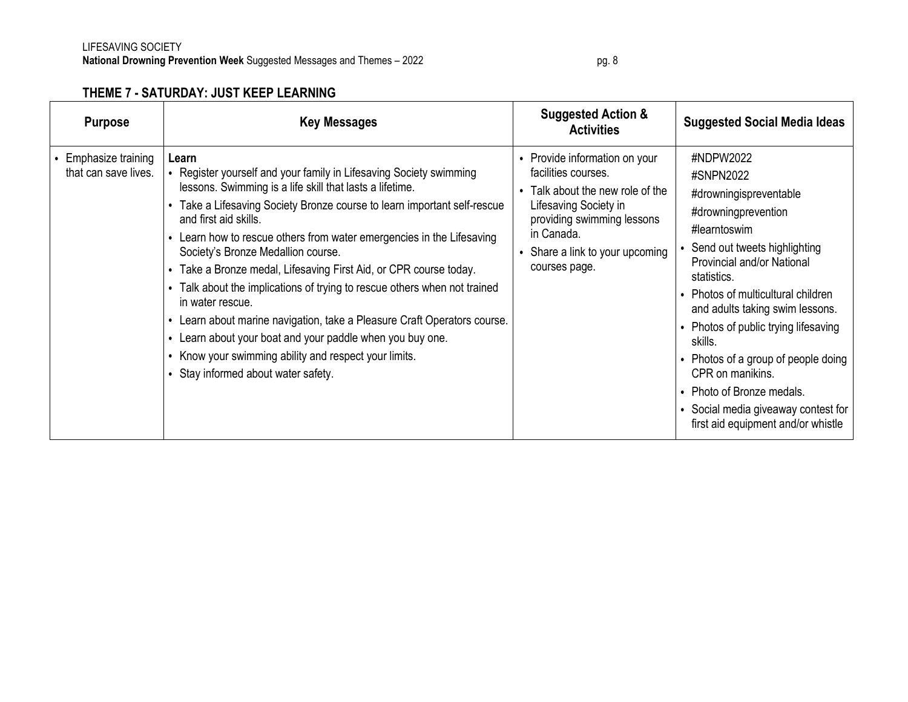### THEME 7 - SATURDAY: JUST KEEP LEARNING

| Purpose | Key Messages | Suggested Action & Activities | Suggested Social Media Ideas |
|---|---|---|---|
| • Emphasize training that can save lives. | **Learn**<br>• Register yourself and your family in Lifesaving Society swimming lessons. Swimming is a life skill that lasts a lifetime.<br>• Take a Lifesaving Society Bronze course to learn important self-rescue and first aid skills.<br>• Learn how to rescue others from water emergencies in the Lifesaving Society's Bronze Medallion course.<br>• Take a Bronze medal, Lifesaving First Aid, or CPR course today.<br>• Talk about the implications of trying to rescue others when not trained in water rescue.<br>• Learn about marine navigation, take a Pleasure Craft Operators course.<br>• Learn about your boat and your paddle when you buy one.<br>• Know your swimming ability and respect your limits.<br>• Stay informed about water safety. | • Provide information on your facilities courses.<br>• Talk about the new role of the Lifesaving Society in providing swimming lessons in Canada.<br>• Share a link to your upcoming courses page. | #NDPW2022<br>#SNPN2022<br>#drowningispreventable<br>#drowningprevention<br>#learntoswim<br>• Send out tweets highlighting Provincial and/or National statistics.<br>• Photos of multicultural children and adults taking swim lessons.<br>• Photos of public trying lifesaving skills.<br>• Photos of a group of people doing CPR on manikins.<br>• Photo of Bronze medals.<br>• Social media giveaway contest for first aid equipment and/or whistle |